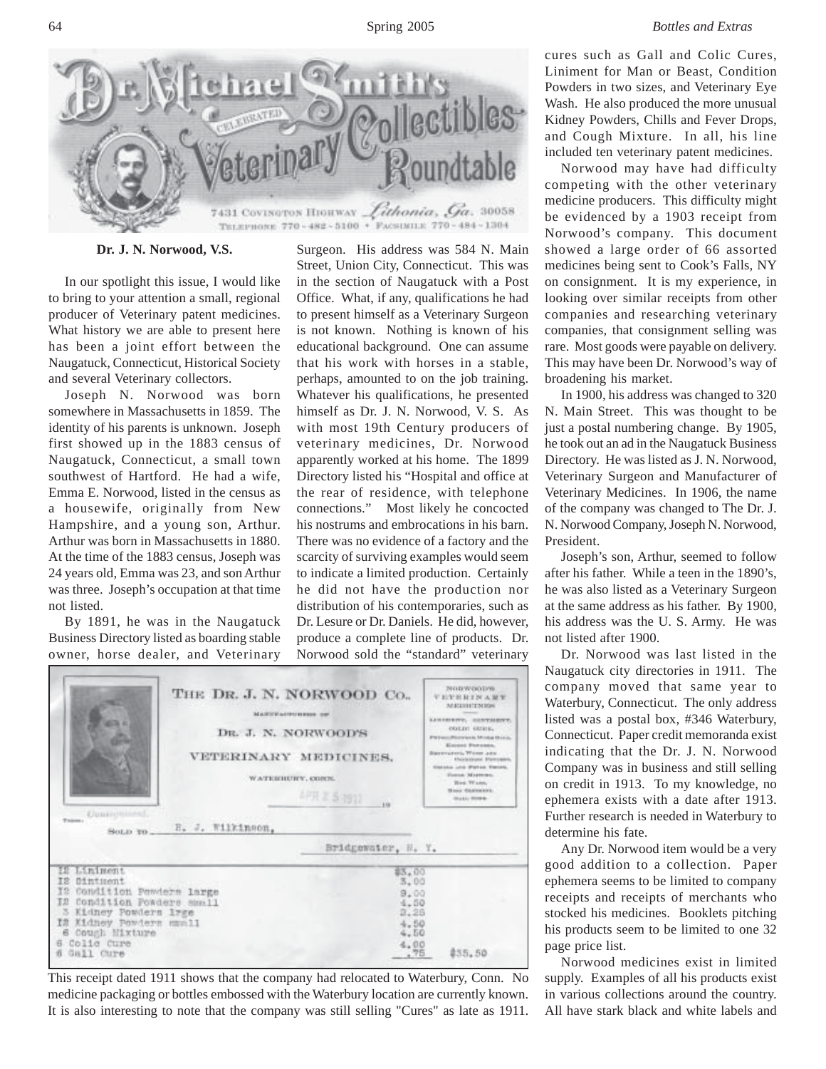# Dr. Michael Smith's Celebrated Veterinary Collectibles Roundtable

7431 Covington Highway *Lithonia, Ga.* 30058
Telephone 770-482-5100 • Facsimile 770-484-1304

**Dr. J. N. Norwood, V.S.**

In our spotlight this issue, I would like to bring to your attention a small, regional producer of Veterinary patent medicines. What history we are able to present here has been a joint effort between the Naugatuck, Connecticut, Historical Society and several Veterinary collectors.

Joseph N. Norwood was born somewhere in Massachusetts in 1859. The identity of his parents is unknown. Joseph first showed up in the 1883 census of Naugatuck, Connecticut, a small town southwest of Hartford. He had a wife, Emma E. Norwood, listed in the census as a housewife, originally from New Hampshire, and a young son, Arthur. Arthur was born in Massachusetts in 1880. At the time of the 1883 census, Joseph was 24 years old, Emma was 23, and son Arthur was three. Joseph's occupation at that time not listed.

By 1891, he was in the Naugatuck Business Directory listed as boarding stable owner, horse dealer, and Veterinary Surgeon. His address was 584 N. Main Street, Union City, Connecticut. This was in the section of Naugatuck with a Post Office. What, if any, qualifications he had to present himself as a Veterinary Surgeon is not known. Nothing is known of his educational background. One can assume that his work with horses in a stable, perhaps, amounted to on the job training. Whatever his qualifications, he presented himself as Dr. J. N. Norwood, V. S. As with most 19th Century producers of veterinary medicines, Dr. Norwood apparently worked at his home. The 1899 Directory listed his "Hospital and office at the rear of residence, with telephone connections." Most likely he concocted his nostrums and embrocations in his barn. There was no evidence of a factory and the scarcity of surviving examples would seem to indicate a limited production. Certainly he did not have the production nor distribution of his contemporaries, such as Dr. Lesure or Dr. Daniels. He did, however, produce a complete line of products. Dr. Norwood sold the "standard" veterinary cures such as Gall and Colic Cures, Liniment for Man or Beast, Condition Powders in two sizes, and Veterinary Eye Wash. He also produced the more unusual Kidney Powders, Chills and Fever Drops, and Cough Mixture. In all, his line included ten veterinary patent medicines.

Norwood may have had difficulty competing with the other veterinary medicine producers. This difficulty might be evidenced by a 1903 receipt from Norwood's company. This document showed a large order of 66 assorted medicines being sent to Cook's Falls, NY on consignment. It is my experience, in looking over similar receipts from other companies and researching veterinary companies, that consignment selling was rare. Most goods were payable on delivery. This may have been Dr. Norwood's way of broadening his market.

In 1900, his address was changed to 320 N. Main Street. This was thought to be just a postal numbering change. By 1905, he took out an ad in the Naugatuck Business Directory. He was listed as J. N. Norwood, Veterinary Surgeon and Manufacturer of Veterinary Medicines. In 1906, the name of the company was changed to The Dr. J. N. Norwood Company, Joseph N. Norwood, President.

Joseph's son, Arthur, seemed to follow after his father. While a teen in the 1890's, he was also listed as a Veterinary Surgeon at the same address as his father. By 1900, his address was the U. S. Army. He was not listed after 1900.

Dr. Norwood was last listed in the Naugatuck city directories in 1911. The company moved that same year to Waterbury, Connecticut. The only address listed was a postal box, #346 Waterbury, Connecticut. Paper credit memoranda exist indicating that the Dr. J. N. Norwood Company was in business and still selling on credit in 1913. To my knowledge, no ephemera exists with a date after 1913. Further research is needed in Waterbury to determine his fate.

Any Dr. Norwood item would be a very good addition to a collection. Paper ephemera seems to be limited to company receipts and receipts of merchants who stocked his medicines. Booklets pitching his products seem to be limited to one 32 page price list.

Norwood medicines exist in limited supply. Examples of all his products exist in various collections around the country. All have stark black and white labels and

THE DR. J. N. NORWOOD CO.,
MANUFACTURERS OF
DR. J. N. NORWOOD'S
VETERINARY MEDICINES,
WATERBURY, CONN.
APR 25 1911

Terms: Consignment.
Sold to E. J. Wilkinson, Bridgewater, N. Y.

| Item | Amount | |
|---|---|---|
| 12 Liniment | $3.00 | |
| 12 Ointment | 3.00 | |
| 12 Condition Powders large | 9.00 | |
| 12 Condition Powders small | 4.50 | |
| 3 Kidney Powders lrge | 2.25 | |
| 12 Kidney Powders small | 4.50 | |
| 6 Cough Mixture | 4.50 | |
| 6 Colic Cure | 4.00 | |
| 6 Gall Cure | .75 | $35.50 |

This receipt dated 1911 shows that the company had relocated to Waterbury, Conn. No medicine packaging or bottles embossed with the Waterbury location are currently known. It is also interesting to note that the company was still selling "Cures" as late as 1911.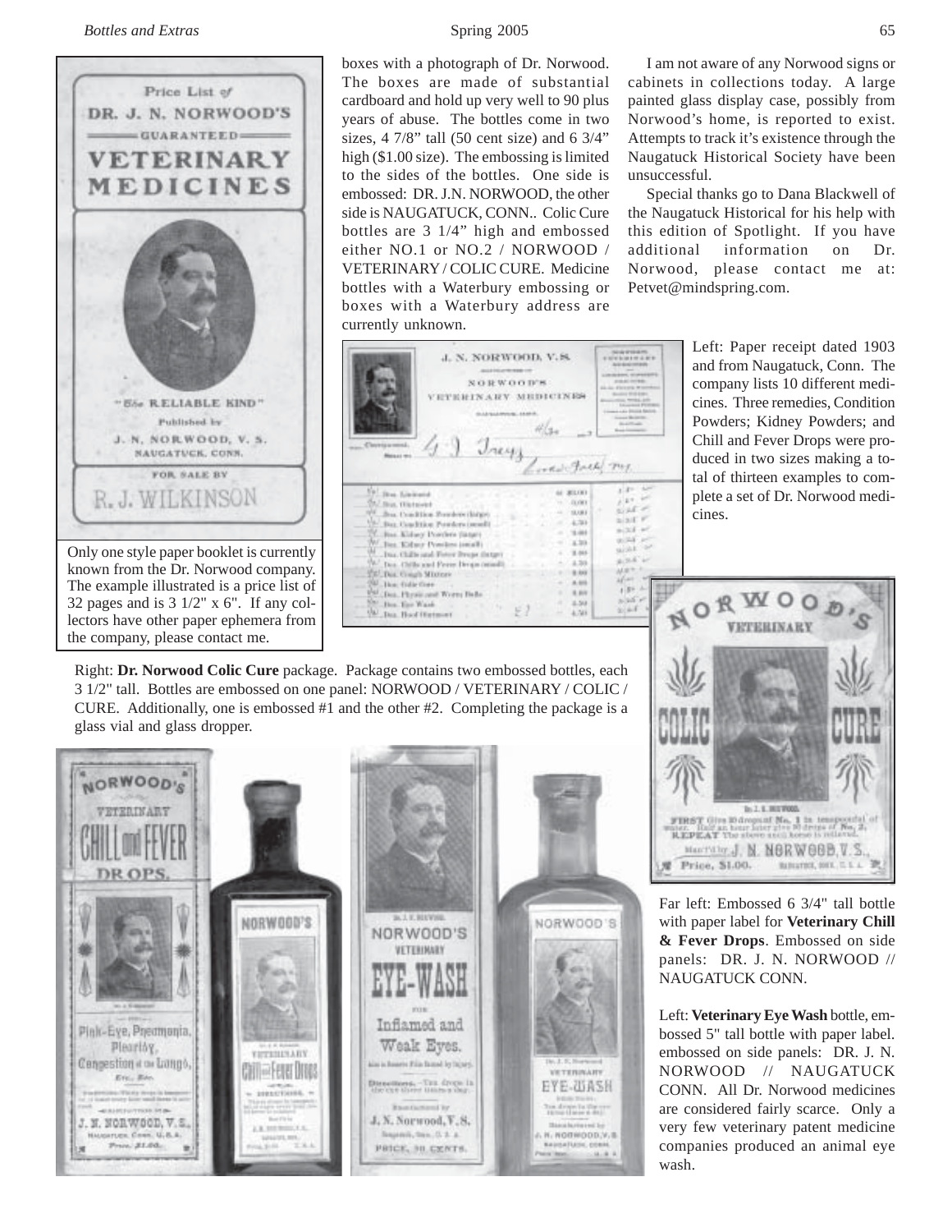Only one style paper booklet is currently known from the Dr. Norwood company. The example illustrated is a price list of 32 pages and is 3 1/2" x 6". If any collectors have other paper ephemera from the company, please contact me.

boxes with a photograph of Dr. Norwood. The boxes are made of substantial cardboard and hold up very well to 90 plus years of abuse. The bottles come in two sizes, 4 7/8" tall (50 cent size) and 6 3/4" high ($1.00 size). The embossing is limited to the sides of the bottles. One side is embossed: DR. J.N. NORWOOD, the other side is NAUGATUCK, CONN.. Colic Cure bottles are 3 1/4" high and embossed either NO.1 or NO.2 / NORWOOD / VETERINARY / COLIC CURE. Medicine bottles with a Waterbury embossing or boxes with a Waterbury address are currently unknown.

I am not aware of any Norwood signs or cabinets in collections today. A large painted glass display case, possibly from Norwood's home, is reported to exist. Attempts to track it's existence through the Naugatuck Historical Society have been unsuccessful.

Special thanks go to Dana Blackwell of the Naugatuck Historical for his help with this edition of Spotlight. If you have additional information on Dr. Norwood, please contact me at: Petvet@mindspring.com.

Left: Paper receipt dated 1903 and from Naugatuck, Conn. The company lists 10 different medicines. Three remedies, Condition Powders; Kidney Powders; and Chill and Fever Drops were produced in two sizes making a total of thirteen examples to complete a set of Dr. Norwood medicines.

Right: **Dr. Norwood Colic Cure** package. Package contains two embossed bottles, each 3 1/2" tall. Bottles are embossed on one panel: NORWOOD / VETERINARY / COLIC / CURE. Additionally, one is embossed #1 and the other #2. Completing the package is a glass vial and glass dropper.

Far left: Embossed 6 3/4" tall bottle with paper label for **Veterinary Chill & Fever Drops**. Embossed on side panels: DR. J. N. NORWOOD // NAUGATUCK CONN.

Left: **Veterinary Eye Wash** bottle, embossed 5" tall bottle with paper label. embossed on side panels: DR. J. N. NORWOOD // NAUGATUCK CONN. All Dr. Norwood medicines are considered fairly scarce. Only a very few veterinary patent medicine companies produced an animal eye wash.